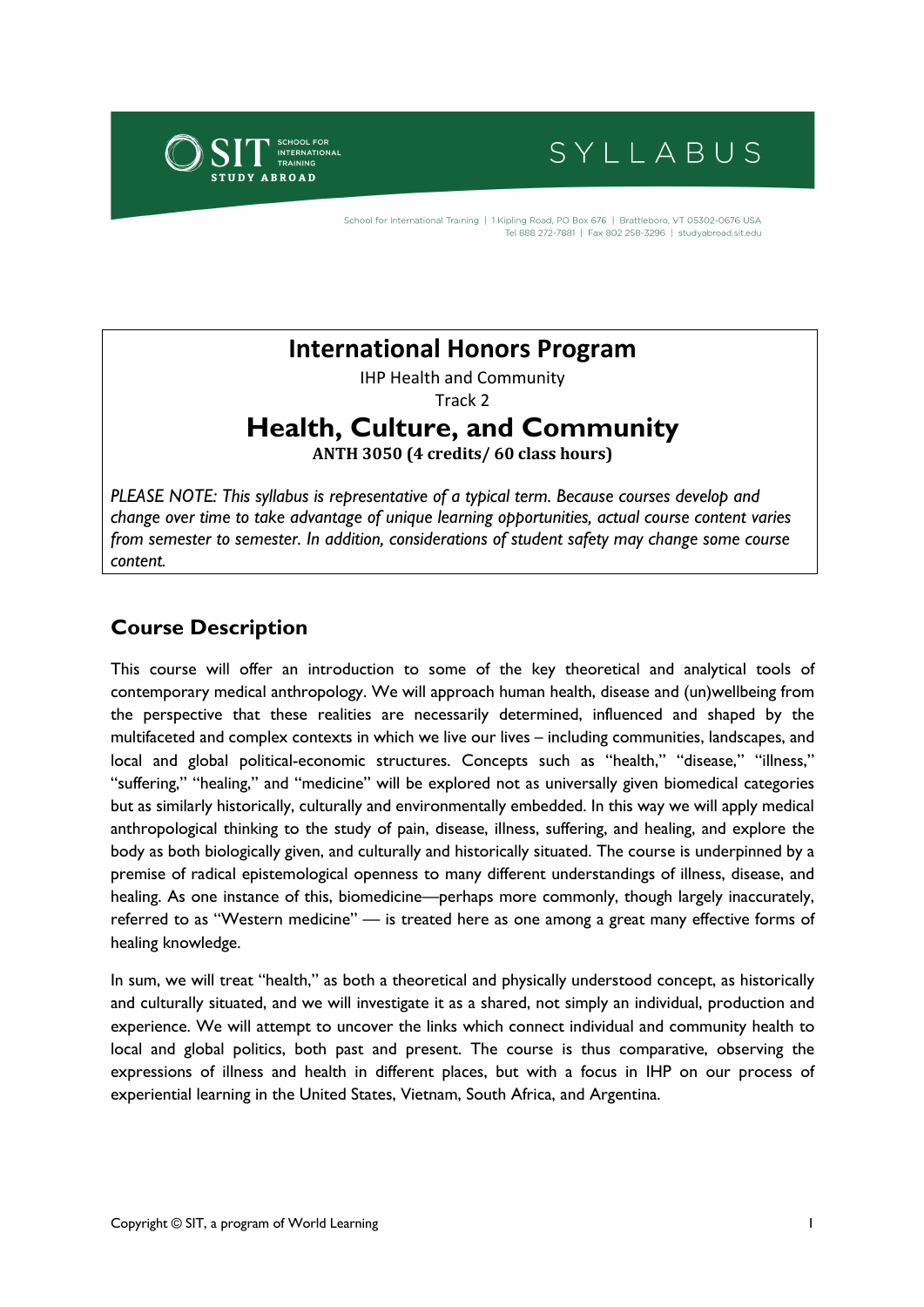# International Honors Program

IHP Health and Community

Track 2

## Health, Culture, and Community

**ANTH 3050 (4 credits/ 60 class hours)**

*PLEASE NOTE: This syllabus is representative of a typical term. Because courses develop and change over time to take advantage of unique learning opportunities, actual course content varies from semester to semester. In addition, considerations of student safety may change some course content.*

## Course Description

This course will offer an introduction to some of the key theoretical and analytical tools of contemporary medical anthropology. We will approach human health, disease and (un)wellbeing from the perspective that these realities are necessarily determined, influenced and shaped by the multifaceted and complex contexts in which we live our lives – including communities, landscapes, and local and global political-economic structures. Concepts such as "health," "disease," "illness," "suffering," "healing," and "medicine" will be explored not as universally given biomedical categories but as similarly historically, culturally and environmentally embedded. In this way we will apply medical anthropological thinking to the study of pain, disease, illness, suffering, and healing, and explore the body as both biologically given, and culturally and historically situated. The course is underpinned by a premise of radical epistemological openness to many different understandings of illness, disease, and healing. As one instance of this, biomedicine—perhaps more commonly, though largely inaccurately, referred to as "Western medicine" — is treated here as one among a great many effective forms of healing knowledge.

In sum, we will treat "health," as both a theoretical and physically understood concept, as historically and culturally situated, and we will investigate it as a shared, not simply an individual, production and experience. We will attempt to uncover the links which connect individual and community health to local and global politics, both past and present. The course is thus comparative, observing the expressions of illness and health in different places, but with a focus in IHP on our process of experiential learning in the United States, Vietnam, South Africa, and Argentina.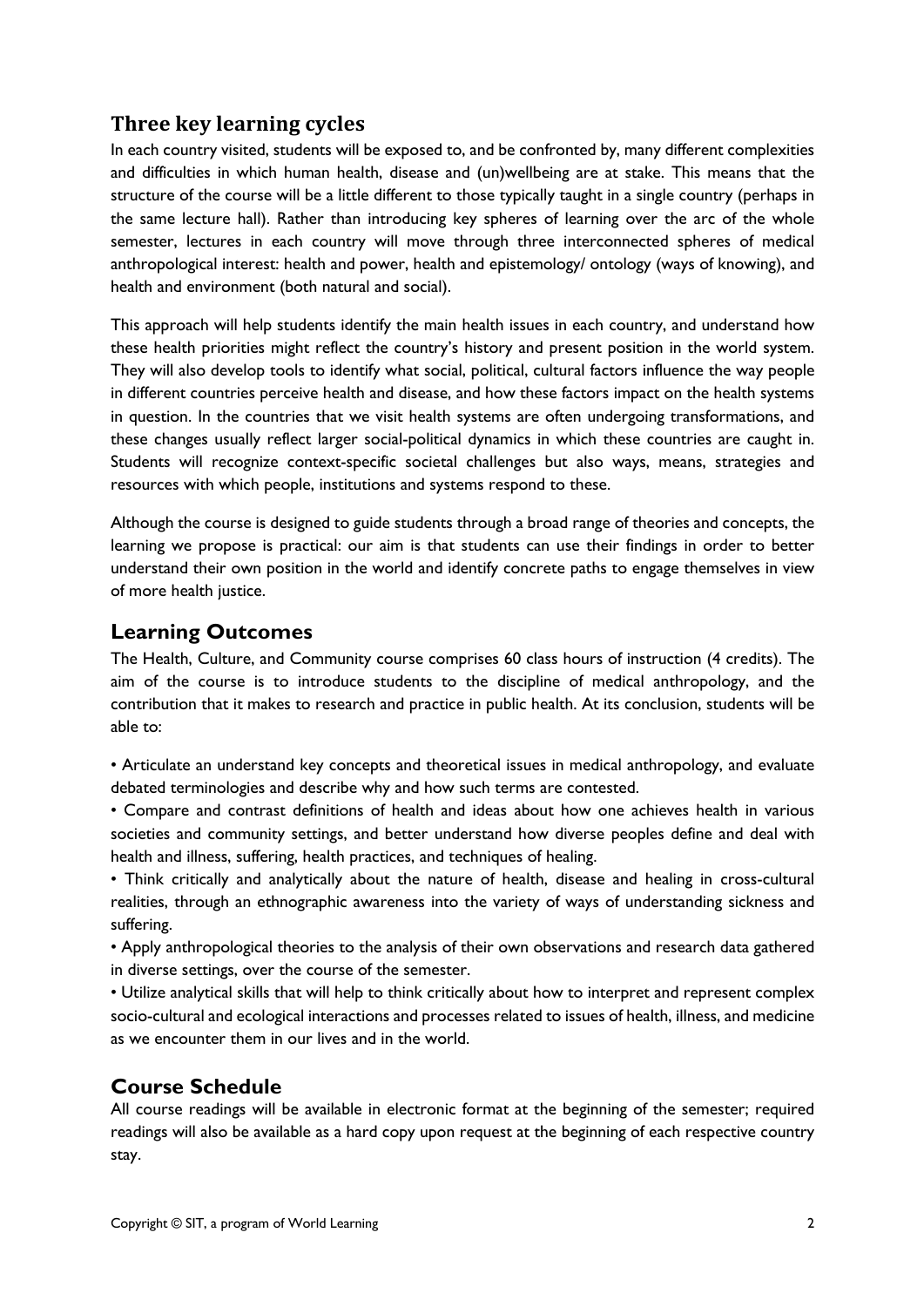## Three key learning cycles

In each country visited, students will be exposed to, and be confronted by, many different complexities and difficulties in which human health, disease and (un)wellbeing are at stake. This means that the structure of the course will be a little different to those typically taught in a single country (perhaps in the same lecture hall). Rather than introducing key spheres of learning over the arc of the whole semester, lectures in each country will move through three interconnected spheres of medical anthropological interest: health and power, health and epistemology/ ontology (ways of knowing), and health and environment (both natural and social).

This approach will help students identify the main health issues in each country, and understand how these health priorities might reflect the country's history and present position in the world system. They will also develop tools to identify what social, political, cultural factors influence the way people in different countries perceive health and disease, and how these factors impact on the health systems in question. In the countries that we visit health systems are often undergoing transformations, and these changes usually reflect larger social-political dynamics in which these countries are caught in. Students will recognize context-specific societal challenges but also ways, means, strategies and resources with which people, institutions and systems respond to these.

Although the course is designed to guide students through a broad range of theories and concepts, the learning we propose is practical: our aim is that students can use their findings in order to better understand their own position in the world and identify concrete paths to engage themselves in view of more health justice.

## Learning Outcomes

The Health, Culture, and Community course comprises 60 class hours of instruction (4 credits). The aim of the course is to introduce students to the discipline of medical anthropology, and the contribution that it makes to research and practice in public health. At its conclusion, students will be able to:

- Articulate an understand key concepts and theoretical issues in medical anthropology, and evaluate debated terminologies and describe why and how such terms are contested.
- Compare and contrast definitions of health and ideas about how one achieves health in various societies and community settings, and better understand how diverse peoples define and deal with health and illness, suffering, health practices, and techniques of healing.
- Think critically and analytically about the nature of health, disease and healing in cross-cultural realities, through an ethnographic awareness into the variety of ways of understanding sickness and suffering.
- Apply anthropological theories to the analysis of their own observations and research data gathered in diverse settings, over the course of the semester.
- Utilize analytical skills that will help to think critically about how to interpret and represent complex socio-cultural and ecological interactions and processes related to issues of health, illness, and medicine as we encounter them in our lives and in the world.

## Course Schedule

All course readings will be available in electronic format at the beginning of the semester; required readings will also be available as a hard copy upon request at the beginning of each respective country stay.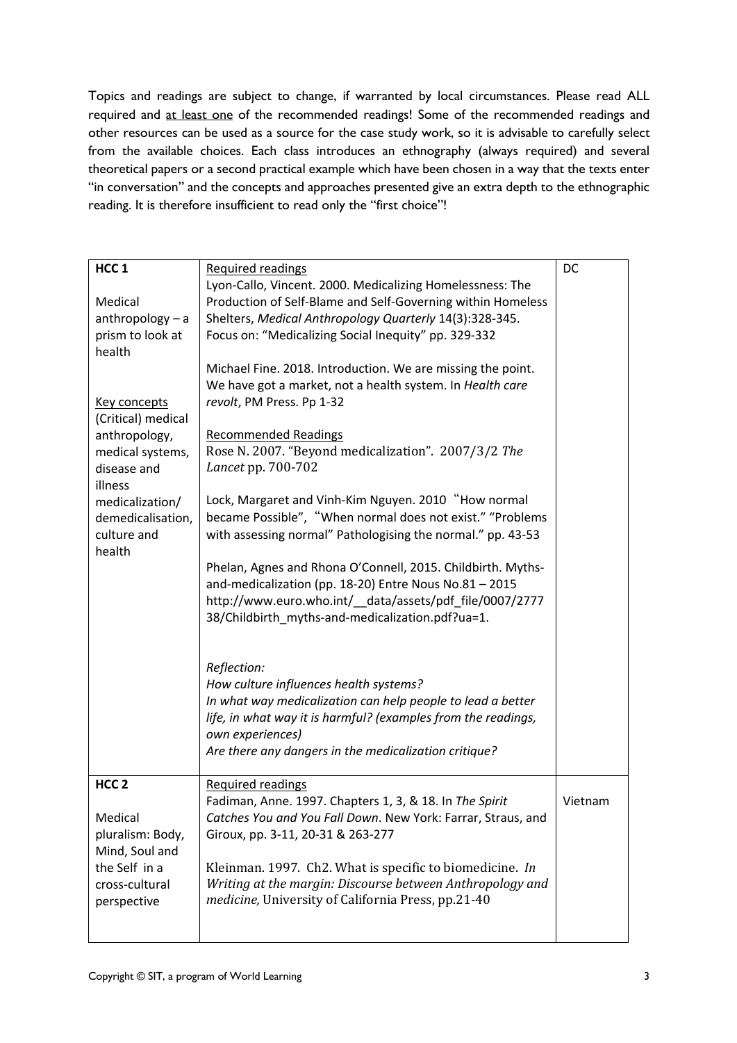Topics and readings are subject to change, if warranted by local circumstances. Please read ALL required and <u>at least one</u> of the recommended readings! Some of the recommended readings and other resources can be used as a source for the case study work, so it is advisable to carefully select from the available choices. Each class introduces an ethnography (always required) and several theoretical papers or a second practical example which have been chosen in a way that the texts enter "in conversation" and the concepts and approaches presented give an extra depth to the ethnographic reading. It is therefore insufficient to read only the "first choice"!

| | | |
|---|---|---|
| **HCC 1**<br><br>Medical anthropology – a prism to look at health<br><br><u>Key concepts</u><br>(Critical) medical anthropology, medical systems, disease and illness medicalization/ demedicalisation, culture and health | <u>Required readings</u><br>Lyon-Callo, Vincent. 2000. Medicalizing Homelessness: The Production of Self-Blame and Self-Governing within Homeless Shelters, *Medical Anthropology Quarterly* 14(3):328-345. Focus on: "Medicalizing Social Inequity" pp. 329-332<br><br>Michael Fine. 2018. Introduction. We are missing the point. We have got a market, not a health system. In *Health care revolt*, PM Press. Pp 1-32<br><br><u>Recommended Readings</u><br>Rose N. 2007. "Beyond medicalization". 2007/3/2 *The Lancet* pp. 700-702<br><br>Lock, Margaret and Vinh-Kim Nguyen. 2010 "How normal became Possible", "When normal does not exist." "Problems with assessing normal" Pathologising the normal." pp. 43-53<br><br>Phelan, Agnes and Rhona O'Connell, 2015. Childbirth. Myths-and-medicalization (pp. 18-20) Entre Nous No.81 – 2015 http://www.euro.who.int/__data/assets/pdf_file/0007/277738/Childbirth_myths-and-medicalization.pdf?ua=1.<br><br>*Reflection:*<br>*How culture influences health systems?*<br>*In what way medicalization can help people to lead a better life, in what way it is harmful? (examples from the readings, own experiences)*<br>*Are there any dangers in the medicalization critique?* | DC |
| **HCC 2**<br><br>Medical pluralism: Body, Mind, Soul and the Self in a cross-cultural perspective | <u>Required readings</u><br>Fadiman, Anne. 1997. Chapters 1, 3, & 18. In *The Spirit Catches You and You Fall Down*. New York: Farrar, Straus, and Giroux, pp. 3-11, 20-31 & 263-277<br><br>Kleinman. 1997. Ch2. What is specific to biomedicine. *In Writing at the margin: Discourse between Anthropology and medicine,* University of California Press, pp.21-40 | Vietnam |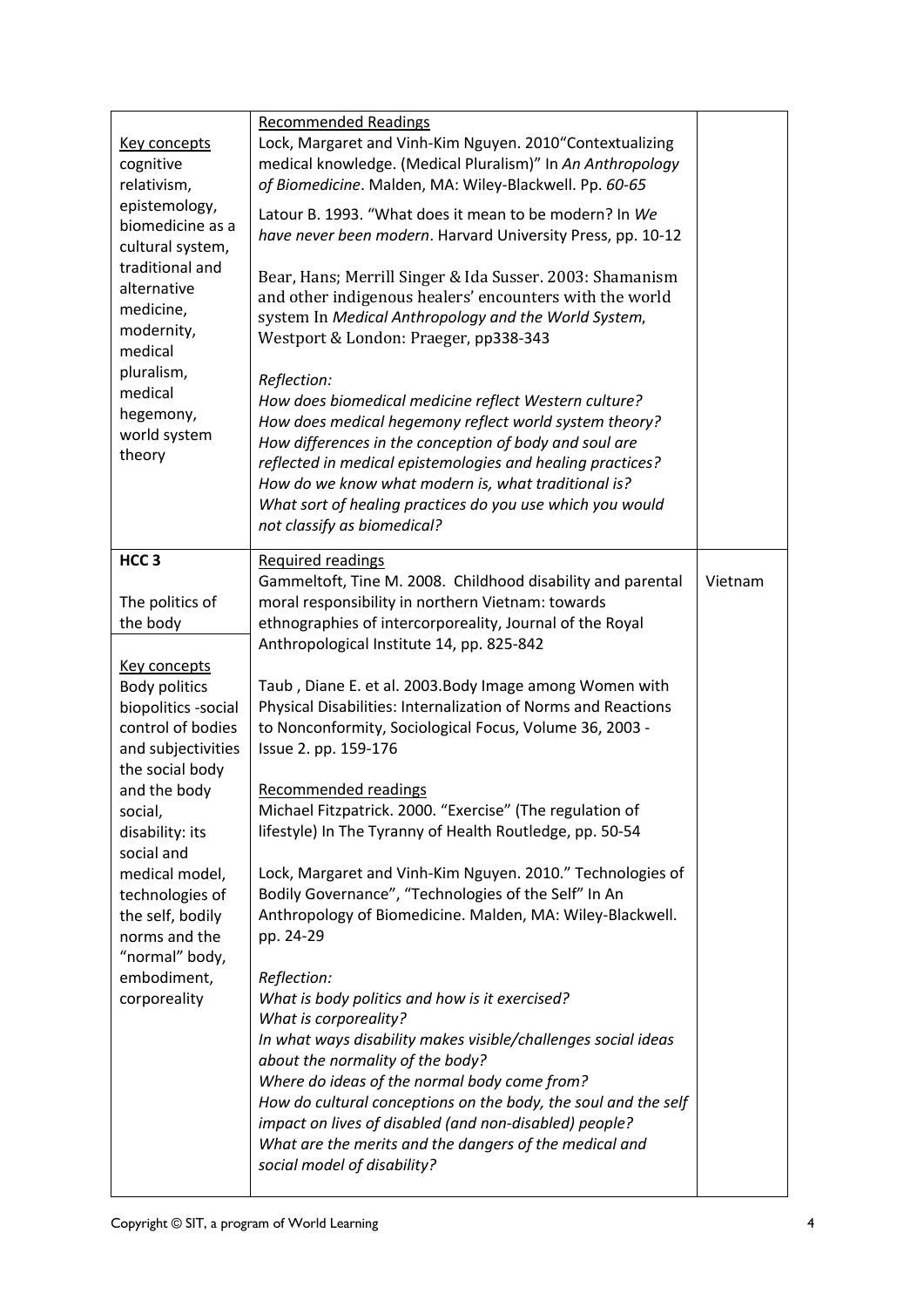| | | |
|---|---|---|
| <u>Key concepts</u><br>cognitive relativism, epistemology, biomedicine as a cultural system, traditional and alternative medicine, modernity, medical pluralism, medical hegemony, world system theory | <u>Recommended Readings</u><br>Lock, Margaret and Vinh-Kim Nguyen. 2010"Contextualizing medical knowledge. (Medical Pluralism)" In *An Anthropology of Biomedicine*. Malden, MA: Wiley-Blackwell. Pp. *60-65*<br><br>Latour B. 1993. "What does it mean to be modern? In *We have never been modern*. Harvard University Press, pp. 10-12<br><br>Bear, Hans; Merrill Singer & Ida Susser. 2003: Shamanism and other indigenous healers' encounters with the world system In *Medical Anthropology and the World System*, Westport & London: Praeger, pp338-343<br><br>*Reflection:*<br>*How does biomedical medicine reflect Western culture?*<br>*How does medical hegemony reflect world system theory?*<br>*How differences in the conception of body and soul are reflected in medical epistemologies and healing practices?*<br>*How do we know what modern is, what traditional is?*<br>*What sort of healing practices do you use which you would not classify as biomedical?* | |
| **HCC 3**<br><br>The politics of the body<br><br><u>Key concepts</u><br>Body politics<br>biopolitics -social control of bodies and subjectivities the social body and the body social, disability: its social and medical model, technologies of the self, bodily norms and the "normal" body, embodiment, corporeality | <u>Required readings</u><br>Gammeltoft, Tine M. 2008. Childhood disability and parental moral responsibility in northern Vietnam: towards ethnographies of intercorporeality, Journal of the Royal Anthropological Institute 14, pp. 825-842<br><br>Taub , Diane E. et al. 2003.Body Image among Women with Physical Disabilities: Internalization of Norms and Reactions to Nonconformity, Sociological Focus, Volume 36, 2003 - Issue 2. pp. 159-176<br><br><u>Recommended readings</u><br>Michael Fitzpatrick. 2000. "Exercise" (The regulation of lifestyle) In The Tyranny of Health Routledge, pp. 50-54<br><br>Lock, Margaret and Vinh-Kim Nguyen. 2010." Technologies of Bodily Governance", "Technologies of the Self" In An Anthropology of Biomedicine. Malden, MA: Wiley-Blackwell. pp. 24-29<br><br>*Reflection:*<br>*What is body politics and how is it exercised?*<br>*What is corporeality?*<br>*In what ways disability makes visible/challenges social ideas about the normality of the body?*<br>*Where do ideas of the normal body come from?*<br>*How do cultural conceptions on the body, the soul and the self impact on lives of disabled (and non-disabled) people?*<br>*What are the merits and the dangers of the medical and social model of disability?* | Vietnam |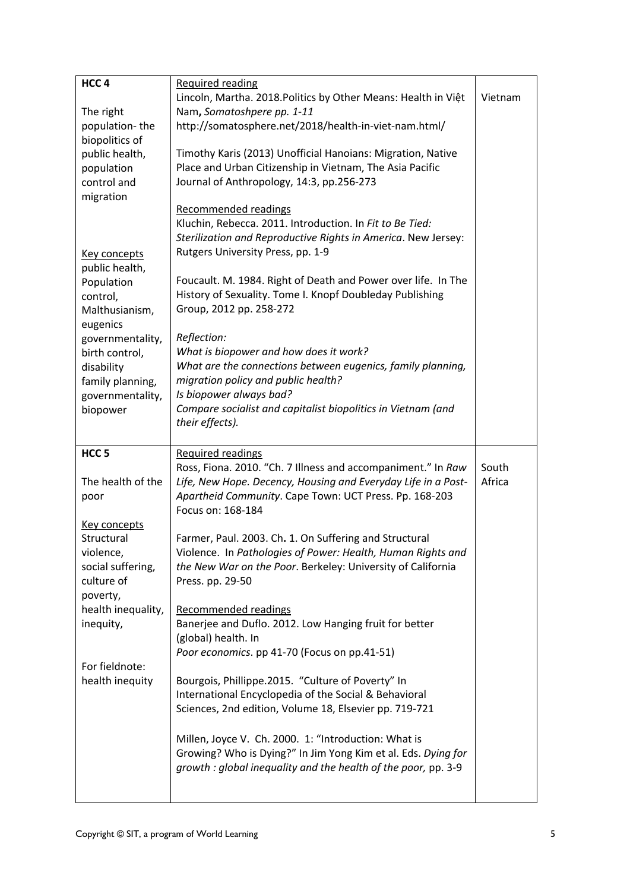| | | |
|---|---|---|
| **HCC 4**<br><br>The right population- the biopolitics of public health, population control and migration<br><br>Key concepts<br>public health, Population control, Malthusianism, eugenics governmentality, birth control, disability family planning, governmentality, biopower | Required reading<br>Lincoln, Martha. 2018.Politics by Other Means: Health in Việt Nam**,** *Somatoshpere pp. 1-11* http://somatosphere.net/2018/health-in-viet-nam.html/<br><br>Timothy Karis (2013) Unofficial Hanoians: Migration, Native Place and Urban Citizenship in Vietnam, The Asia Pacific Journal of Anthropology, 14:3, pp.256-273<br><br>Recommended readings<br>Kluchin, Rebecca. 2011. Introduction. In *Fit to Be Tied: Sterilization and Reproductive Rights in America*. New Jersey: Rutgers University Press, pp. 1-9<br><br>Foucault. M. 1984. Right of Death and Power over life. In The History of Sexuality. Tome I. Knopf Doubleday Publishing Group, 2012 pp. 258-272<br><br>*Reflection:*<br>*What is biopower and how does it work?*<br>*What are the connections between eugenics, family planning, migration policy and public health?*<br>*Is biopower always bad?*<br>*Compare socialist and capitalist biopolitics in Vietnam (and their effects).* | Vietnam |
| **HCC 5**<br><br>The health of the poor<br><br>Key concepts<br>Structural violence, social suffering, culture of poverty, health inequality, inequity,<br><br>For fieldnote: health inequity | Required readings<br>Ross, Fiona. 2010. "Ch. 7 Illness and accompaniment." In *Raw Life, New Hope. Decency, Housing and Everyday Life in a Post-Apartheid Community*. Cape Town: UCT Press. Pp. 168-203 Focus on: 168-184<br><br>Farmer, Paul. 2003. Ch**.** 1. On Suffering and Structural Violence. In *Pathologies of Power: Health, Human Rights and the New War on the Poor*. Berkeley: University of California Press. pp. 29-50<br><br>Recommended readings<br>Banerjee and Duflo. 2012. Low Hanging fruit for better (global) health. In *Poor economics*. pp 41-70 (Focus on pp.41-51)<br><br>Bourgois, Phillippe.2015. "Culture of Poverty" In International Encyclopedia of the Social & Behavioral Sciences, 2nd edition, Volume 18, Elsevier pp. 719-721<br><br>Millen, Joyce V. Ch. 2000. 1: "Introduction: What is Growing? Who is Dying?" In Jim Yong Kim et al. Eds. *Dying for growth : global inequality and the health of the poor,* pp. 3-9 | South Africa |

Copyright © SIT, a program of World Learning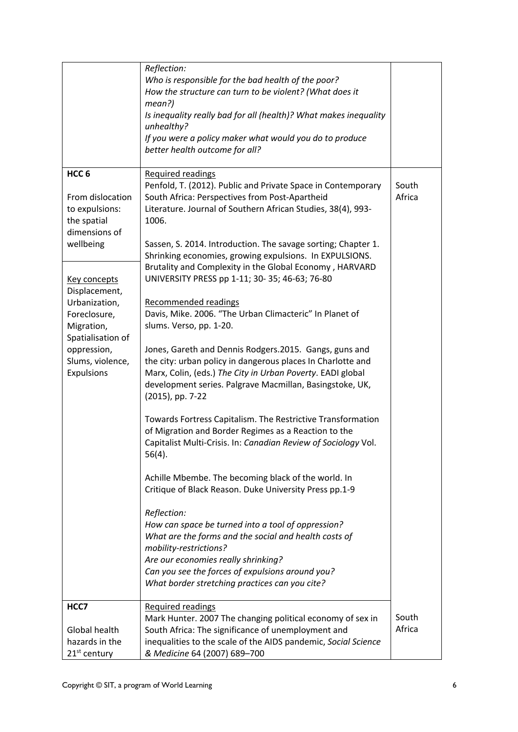| | | |
|---|---|---|
| | *Reflection:*<br>*Who is responsible for the bad health of the poor?*<br>*How the structure can turn to be violent? (What does it mean?)*<br>*Is inequality really bad for all (health)? What makes inequality unhealthy?*<br>*If you were a policy maker what would you do to produce better health outcome for all?* | |
| **HCC 6**<br><br>From dislocation to expulsions: the spatial dimensions of wellbeing<br><br>Key concepts<br>Displacement, Urbanization, Foreclosure, Migration, Spatialisation of oppression, Slums, violence, Expulsions | Required readings<br>Penfold, T. (2012). Public and Private Space in Contemporary South Africa: Perspectives from Post-Apartheid Literature. Journal of Southern African Studies, 38(4), 993-1006.<br><br>Sassen, S. 2014. Introduction. The savage sorting; Chapter 1. Shrinking economies, growing expulsions. In EXPULSIONS. Brutality and Complexity in the Global Economy , HARVARD UNIVERSITY PRESS pp 1-11; 30- 35; 46-63; 76-80<br><br>Recommended readings<br>Davis, Mike. 2006. "The Urban Climacteric" In Planet of slums. Verso, pp. 1-20.<br><br>Jones, Gareth and Dennis Rodgers.2015. Gangs, guns and the city: urban policy in dangerous places In Charlotte and Marx, Colin, (eds.) *The City in Urban Poverty*. EADI global development series. Palgrave Macmillan, Basingstoke, UK, (2015), pp. 7-22<br><br>Towards Fortress Capitalism. The Restrictive Transformation of Migration and Border Regimes as a Reaction to the Capitalist Multi-Crisis. In: *Canadian Review of Sociology* Vol. 56(4).<br><br>Achille Mbembe. The becoming black of the world. In Critique of Black Reason. Duke University Press pp.1-9<br><br>*Reflection:*<br>*How can space be turned into a tool of oppression?*<br>*What are the forms and the social and health costs of mobility-restrictions?*<br>*Are our economies really shrinking?*<br>*Can you see the forces of expulsions around you?*<br>*What border stretching practices can you cite?* | South Africa |
| **HCC7**<br><br>Global health hazards in the 21st century | Required readings<br>Mark Hunter. 2007 The changing political economy of sex in South Africa: The significance of unemployment and inequalities to the scale of the AIDS pandemic, *Social Science & Medicine* 64 (2007) 689–700 | South Africa |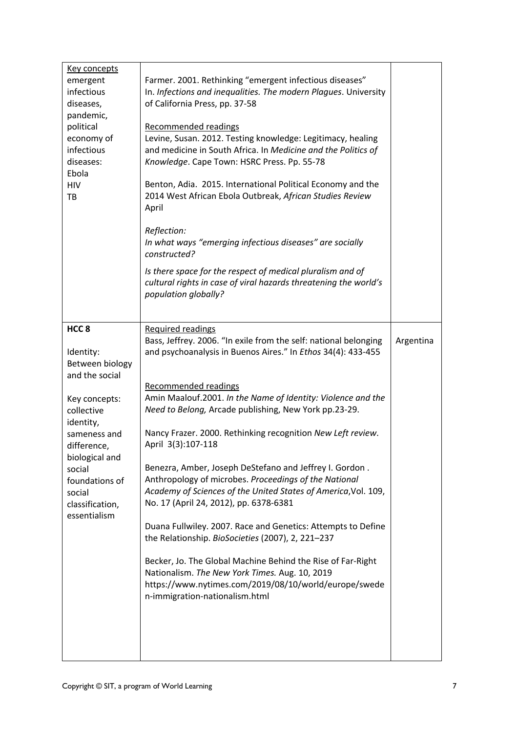| | | |
|---|---|---|
| Key concepts<br>emergent infectious diseases,<br>pandemic,<br>political economy of infectious diseases:<br>Ebola<br>HIV<br>TB | Farmer. 2001. Rethinking "emergent infectious diseases" In. *Infections and inequalities. The modern Plagues*. University of California Press, pp. 37-58<br><br>Recommended readings<br>Levine, Susan. 2012. Testing knowledge: Legitimacy, healing and medicine in South Africa. In *Medicine and the Politics of Knowledge*. Cape Town: HSRC Press. Pp. 55-78<br><br>Benton, Adia. 2015. International Political Economy and the 2014 West African Ebola Outbreak, *African Studies Review* April<br><br>*Reflection:*<br>*In what ways "emerging infectious diseases" are socially constructed?*<br><br>*Is there space for the respect of medical pluralism and of cultural rights in case of viral hazards threatening the world's population globally?* | |
| **HCC 8**<br><br>Identity: Between biology and the social<br><br>Key concepts: collective identity, sameness and difference, biological and social foundations of social classification, essentialism | Required readings<br>Bass, Jeffrey. 2006. "In exile from the self: national belonging and psychoanalysis in Buenos Aires." In *Ethos* 34(4): 433-455<br><br>Recommended readings<br>Amin Maalouf.2001. *In the Name of Identity: Violence and the Need to Belong,* Arcade publishing, New York pp.23-29.<br><br>Nancy Frazer. 2000. Rethinking recognition *New Left review*. April 3(3):107-118<br><br>Benezra, Amber, Joseph DeStefano and Jeffrey I. Gordon . Anthropology of microbes. *Proceedings of the National Academy of Sciences of the United States of America*,Vol. 109, No. 17 (April 24, 2012), pp. 6378-6381<br><br>Duana Fullwiley. 2007. Race and Genetics: Attempts to Define the Relationship. *BioSocieties* (2007), 2, 221–237<br><br>Becker, Jo. The Global Machine Behind the Rise of Far-Right Nationalism. *The New York Times.* Aug. 10, 2019 https://www.nytimes.com/2019/08/10/world/europe/sweden-immigration-nationalism.html | Argentina |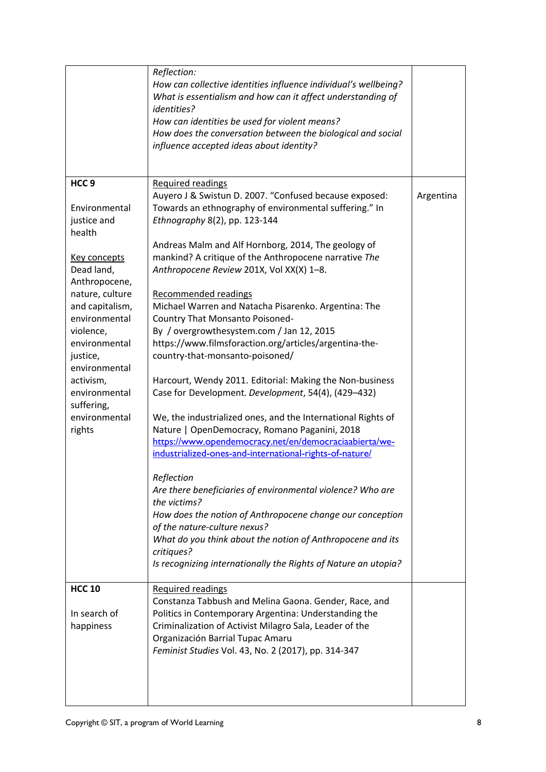| | | |
|---|---|---|
| | *Reflection:*<br>*How can collective identities influence individual's wellbeing?*<br>*What is essentialism and how can it affect understanding of identities?*<br>*How can identities be used for violent means?*<br>*How does the conversation between the biological and social influence accepted ideas about identity?* | |
| **HCC 9**<br><br>Environmental justice and health<br><br><u>Key concepts</u><br>Dead land, Anthropocene, nature, culture and capitalism, environmental violence, environmental justice, environmental activism, environmental suffering, environmental rights | <u>Required readings</u><br>Auyero J & Swistun D. 2007. "Confused because exposed: Towards an ethnography of environmental suffering." In *Ethnography* 8(2), pp. 123-144<br><br>Andreas Malm and Alf Hornborg, 2014, The geology of mankind? A critique of the Anthropocene narrative *The Anthropocene Review* 201X, Vol XX(X) 1–8.<br><br><u>Recommended readings</u><br>Michael Warren and Natacha Pisarenko. Argentina: The Country That Monsanto Poisoned-<br>By / overgrowthesystem.com / Jan 12, 2015<br>https://www.filmsforaction.org/articles/argentina-the-country-that-monsanto-poisoned/<br><br>Harcourt, Wendy 2011. Editorial: Making the Non-business Case for Development. *Development*, 54(4), (429–432)<br><br>We, the industrialized ones, and the International Rights of Nature \| OpenDemocracy, Romano Paganini, 2018<br>https://www.opendemocracy.net/en/democraciaabierta/we-industrialized-ones-and-international-rights-of-nature/<br><br>*Reflection*<br>*Are there beneficiaries of environmental violence? Who are the victims?*<br>*How does the notion of Anthropocene change our conception of the nature-culture nexus?*<br>*What do you think about the notion of Anthropocene and its critiques?*<br>*Is recognizing internationally the Rights of Nature an utopia?* | Argentina |
| **HCC 10**<br><br>In search of happiness | <u>Required readings</u><br>Constanza Tabbush and Melina Gaona. Gender, Race, and Politics in Contemporary Argentina: Understanding the Criminalization of Activist Milagro Sala, Leader of the Organización Barrial Tupac Amaru<br>*Feminist Studies* Vol. 43, No. 2 (2017), pp. 314-347 | |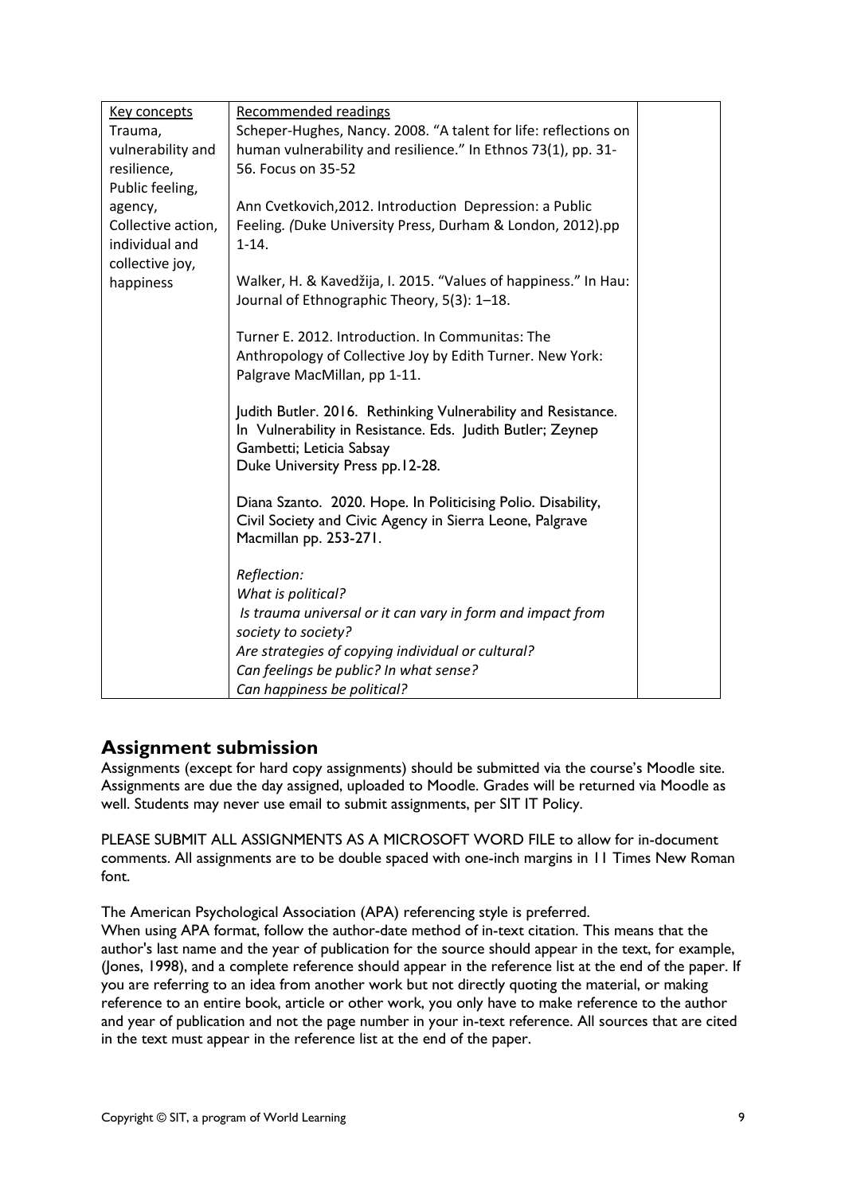| Key concepts | Recommended readings | |
|---|---|---|
| Trauma, vulnerability and resilience, Public feeling, agency, Collective action, individual and collective joy, happiness | Scheper-Hughes, Nancy. 2008. "A talent for life: reflections on human vulnerability and resilience." In Ethnos 73(1), pp. 31-56. Focus on 35-52<br><br>Ann Cvetkovich,2012. Introduction Depression: a Public Feeling. *(*Duke University Press, Durham & London, 2012).pp 1-14.<br><br>Walker, H. & Kavedžija, I. 2015. "Values of happiness." In Hau: Journal of Ethnographic Theory, 5(3): 1–18.<br><br>Turner E. 2012. Introduction. In Communitas: The Anthropology of Collective Joy by Edith Turner. New York: Palgrave MacMillan, pp 1-11.<br><br>Judith Butler. 2016. Rethinking Vulnerability and Resistance. In Vulnerability in Resistance. Eds. Judith Butler; Zeynep Gambetti; Leticia Sabsay<br>Duke University Press pp.12-28.<br><br>Diana Szanto. 2020. Hope. In Politicising Polio. Disability, Civil Society and Civic Agency in Sierra Leone, Palgrave Macmillan pp. 253-271.<br><br>*Reflection:*<br>*What is political?*<br>*Is trauma universal or it can vary in form and impact from society to society?*<br>*Are strategies of copying individual or cultural?*<br>*Can feelings be public? In what sense?*<br>*Can happiness be political?* | |

## Assignment submission

Assignments (except for hard copy assignments) should be submitted via the course's Moodle site. Assignments are due the day assigned, uploaded to Moodle. Grades will be returned via Moodle as well. Students may never use email to submit assignments, per SIT IT Policy.

PLEASE SUBMIT ALL ASSIGNMENTS AS A MICROSOFT WORD FILE to allow for in-document comments. All assignments are to be double spaced with one-inch margins in 11 Times New Roman font.

The American Psychological Association (APA) referencing style is preferred.
When using APA format, follow the author-date method of in-text citation. This means that the author's last name and the year of publication for the source should appear in the text, for example, (Jones, 1998), and a complete reference should appear in the reference list at the end of the paper. If you are referring to an idea from another work but not directly quoting the material, or making reference to an entire book, article or other work, you only have to make reference to the author and year of publication and not the page number in your in-text reference. All sources that are cited in the text must appear in the reference list at the end of the paper.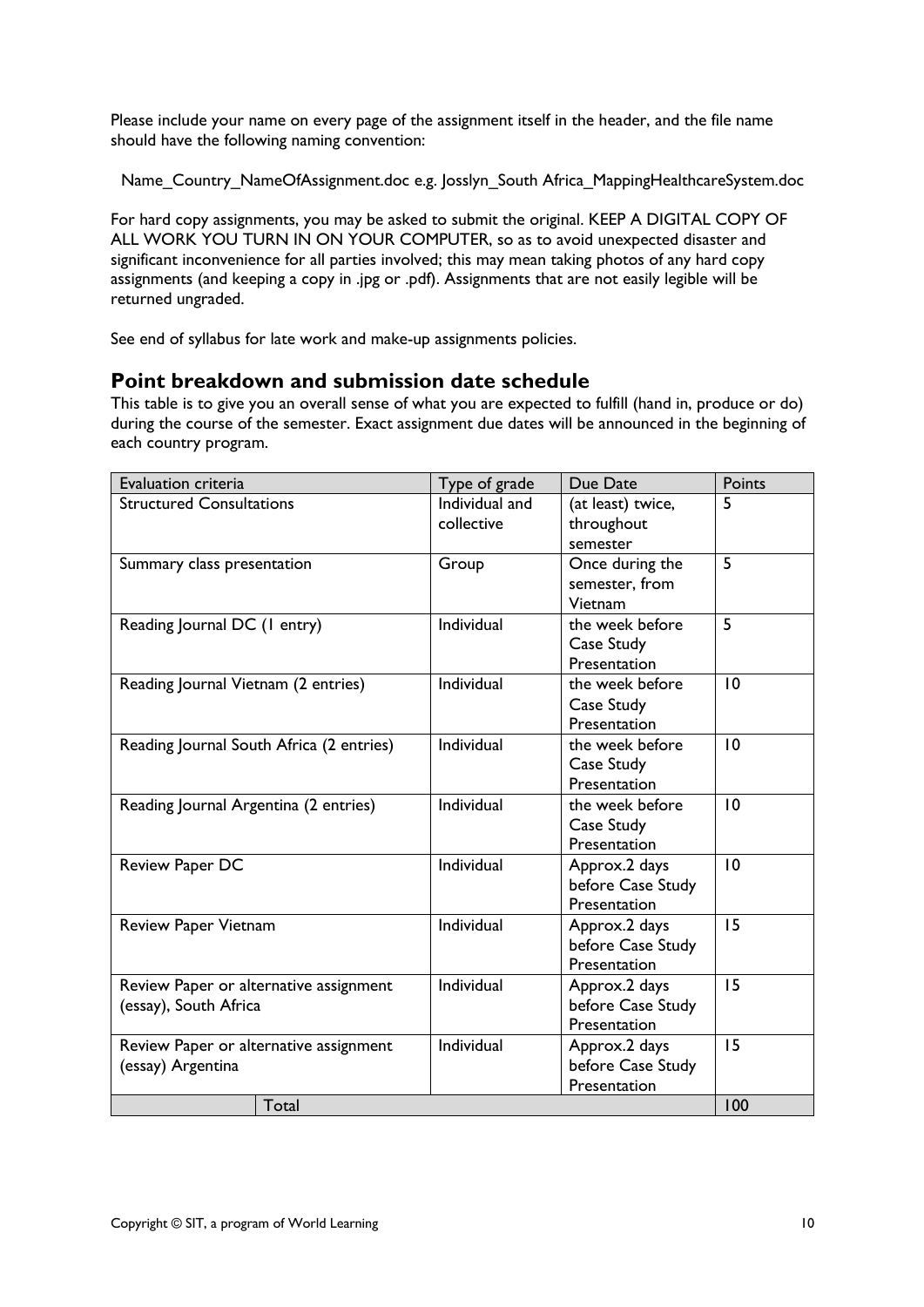Please include your name on every page of the assignment itself in the header, and the file name should have the following naming convention:

Name_Country_NameOfAssignment.doc e.g. Josslyn_South Africa_MappingHealthcareSystem.doc

For hard copy assignments, you may be asked to submit the original. KEEP A DIGITAL COPY OF ALL WORK YOU TURN IN ON YOUR COMPUTER, so as to avoid unexpected disaster and significant inconvenience for all parties involved; this may mean taking photos of any hard copy assignments (and keeping a copy in .jpg or .pdf). Assignments that are not easily legible will be returned ungraded.

See end of syllabus for late work and make-up assignments policies.

## Point breakdown and submission date schedule

This table is to give you an overall sense of what you are expected to fulfill (hand in, produce or do) during the course of the semester. Exact assignment due dates will be announced in the beginning of each country program.

| Evaluation criteria | Type of grade | Due Date | Points |
|---|---|---|---|
| Structured Consultations | Individual and collective | (at least) twice, throughout semester | 5 |
| Summary class presentation | Group | Once during the semester, from Vietnam | 5 |
| Reading Journal DC (1 entry) | Individual | the week before Case Study Presentation | 5 |
| Reading Journal Vietnam (2 entries) | Individual | the week before Case Study Presentation | 10 |
| Reading Journal South Africa (2 entries) | Individual | the week before Case Study Presentation | 10 |
| Reading Journal Argentina (2 entries) | Individual | the week before Case Study Presentation | 10 |
| Review Paper DC | Individual | Approx.2 days before Case Study Presentation | 10 |
| Review Paper Vietnam | Individual | Approx.2 days before Case Study Presentation | 15 |
| Review Paper or alternative assignment (essay), South Africa | Individual | Approx.2 days before Case Study Presentation | 15 |
| Review Paper or alternative assignment (essay) Argentina | Individual | Approx.2 days before Case Study Presentation | 15 |
| Total | | | 100 |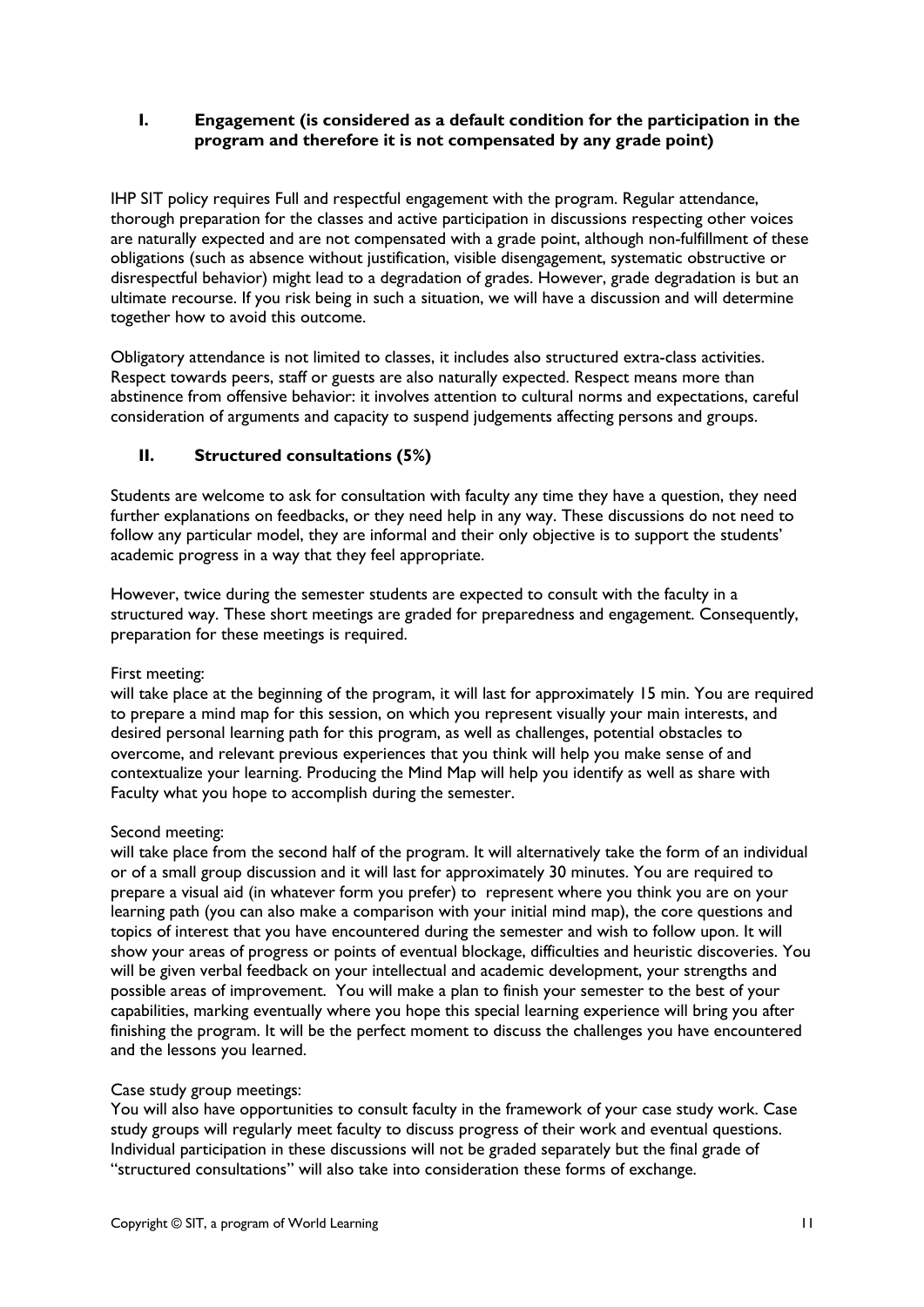## I. Engagement (is considered as a default condition for the participation in the program and therefore it is not compensated by any grade point)

IHP SIT policy requires Full and respectful engagement with the program. Regular attendance, thorough preparation for the classes and active participation in discussions respecting other voices are naturally expected and are not compensated with a grade point, although non-fulfillment of these obligations (such as absence without justification, visible disengagement, systematic obstructive or disrespectful behavior) might lead to a degradation of grades. However, grade degradation is but an ultimate recourse. If you risk being in such a situation, we will have a discussion and will determine together how to avoid this outcome.

Obligatory attendance is not limited to classes, it includes also structured extra-class activities. Respect towards peers, staff or guests are also naturally expected. Respect means more than abstinence from offensive behavior: it involves attention to cultural norms and expectations, careful consideration of arguments and capacity to suspend judgements affecting persons and groups.

## II. Structured consultations (5%)

Students are welcome to ask for consultation with faculty any time they have a question, they need further explanations on feedbacks, or they need help in any way. These discussions do not need to follow any particular model, they are informal and their only objective is to support the students' academic progress in a way that they feel appropriate.

However, twice during the semester students are expected to consult with the faculty in a structured way. These short meetings are graded for preparedness and engagement. Consequently, preparation for these meetings is required.

First meeting:
will take place at the beginning of the program, it will last for approximately 15 min. You are required to prepare a mind map for this session, on which you represent visually your main interests, and desired personal learning path for this program, as well as challenges, potential obstacles to overcome, and relevant previous experiences that you think will help you make sense of and contextualize your learning. Producing the Mind Map will help you identify as well as share with Faculty what you hope to accomplish during the semester.

Second meeting:
will take place from the second half of the program. It will alternatively take the form of an individual or of a small group discussion and it will last for approximately 30 minutes. You are required to prepare a visual aid (in whatever form you prefer) to represent where you think you are on your learning path (you can also make a comparison with your initial mind map), the core questions and topics of interest that you have encountered during the semester and wish to follow upon. It will show your areas of progress or points of eventual blockage, difficulties and heuristic discoveries. You will be given verbal feedback on your intellectual and academic development, your strengths and possible areas of improvement. You will make a plan to finish your semester to the best of your capabilities, marking eventually where you hope this special learning experience will bring you after finishing the program. It will be the perfect moment to discuss the challenges you have encountered and the lessons you learned.

Case study group meetings:
You will also have opportunities to consult faculty in the framework of your case study work. Case study groups will regularly meet faculty to discuss progress of their work and eventual questions. Individual participation in these discussions will not be graded separately but the final grade of "structured consultations" will also take into consideration these forms of exchange.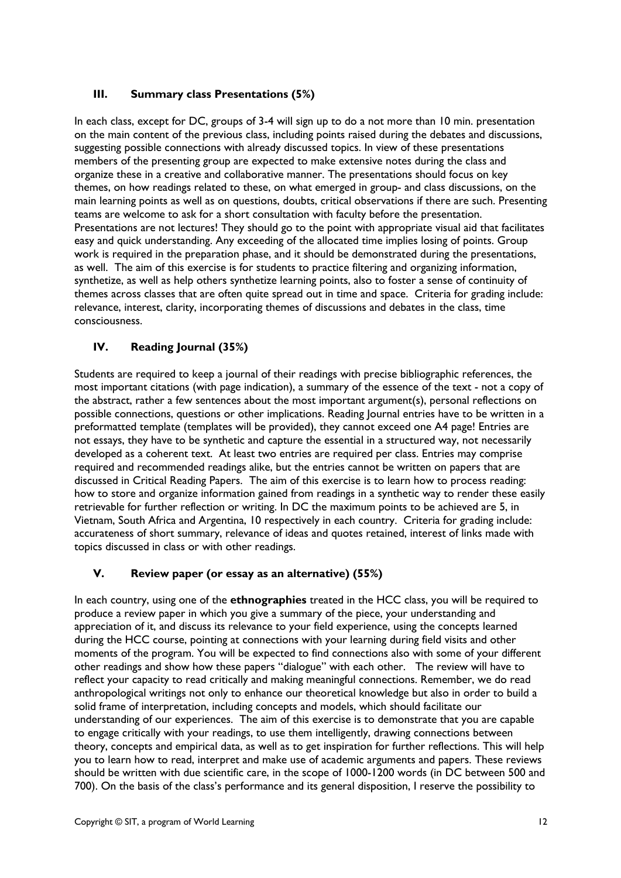### III. Summary class Presentations (5%)

In each class, except for DC, groups of 3-4 will sign up to do a not more than 10 min. presentation on the main content of the previous class, including points raised during the debates and discussions, suggesting possible connections with already discussed topics. In view of these presentations members of the presenting group are expected to make extensive notes during the class and organize these in a creative and collaborative manner. The presentations should focus on key themes, on how readings related to these, on what emerged in group- and class discussions, on the main learning points as well as on questions, doubts, critical observations if there are such. Presenting teams are welcome to ask for a short consultation with faculty before the presentation. Presentations are not lectures! They should go to the point with appropriate visual aid that facilitates easy and quick understanding. Any exceeding of the allocated time implies losing of points. Group work is required in the preparation phase, and it should be demonstrated during the presentations, as well. The aim of this exercise is for students to practice filtering and organizing information, synthetize, as well as help others synthetize learning points, also to foster a sense of continuity of themes across classes that are often quite spread out in time and space. Criteria for grading include: relevance, interest, clarity, incorporating themes of discussions and debates in the class, time consciousness.

### IV. Reading Journal (35%)

Students are required to keep a journal of their readings with precise bibliographic references, the most important citations (with page indication), a summary of the essence of the text - not a copy of the abstract, rather a few sentences about the most important argument(s), personal reflections on possible connections, questions or other implications. Reading Journal entries have to be written in a preformatted template (templates will be provided), they cannot exceed one A4 page! Entries are not essays, they have to be synthetic and capture the essential in a structured way, not necessarily developed as a coherent text. At least two entries are required per class. Entries may comprise required and recommended readings alike, but the entries cannot be written on papers that are discussed in Critical Reading Papers. The aim of this exercise is to learn how to process reading: how to store and organize information gained from readings in a synthetic way to render these easily retrievable for further reflection or writing. In DC the maximum points to be achieved are 5, in Vietnam, South Africa and Argentina, 10 respectively in each country. Criteria for grading include: accurateness of short summary, relevance of ideas and quotes retained, interest of links made with topics discussed in class or with other readings.

### V. Review paper (or essay as an alternative) (55%)

In each country, using one of the **ethnographies** treated in the HCC class, you will be required to produce a review paper in which you give a summary of the piece, your understanding and appreciation of it, and discuss its relevance to your field experience, using the concepts learned during the HCC course, pointing at connections with your learning during field visits and other moments of the program. You will be expected to find connections also with some of your different other readings and show how these papers "dialogue" with each other. The review will have to reflect your capacity to read critically and making meaningful connections. Remember, we do read anthropological writings not only to enhance our theoretical knowledge but also in order to build a solid frame of interpretation, including concepts and models, which should facilitate our understanding of our experiences. The aim of this exercise is to demonstrate that you are capable to engage critically with your readings, to use them intelligently, drawing connections between theory, concepts and empirical data, as well as to get inspiration for further reflections. This will help you to learn how to read, interpret and make use of academic arguments and papers. These reviews should be written with due scientific care, in the scope of 1000-1200 words (in DC between 500 and 700). On the basis of the class's performance and its general disposition, I reserve the possibility to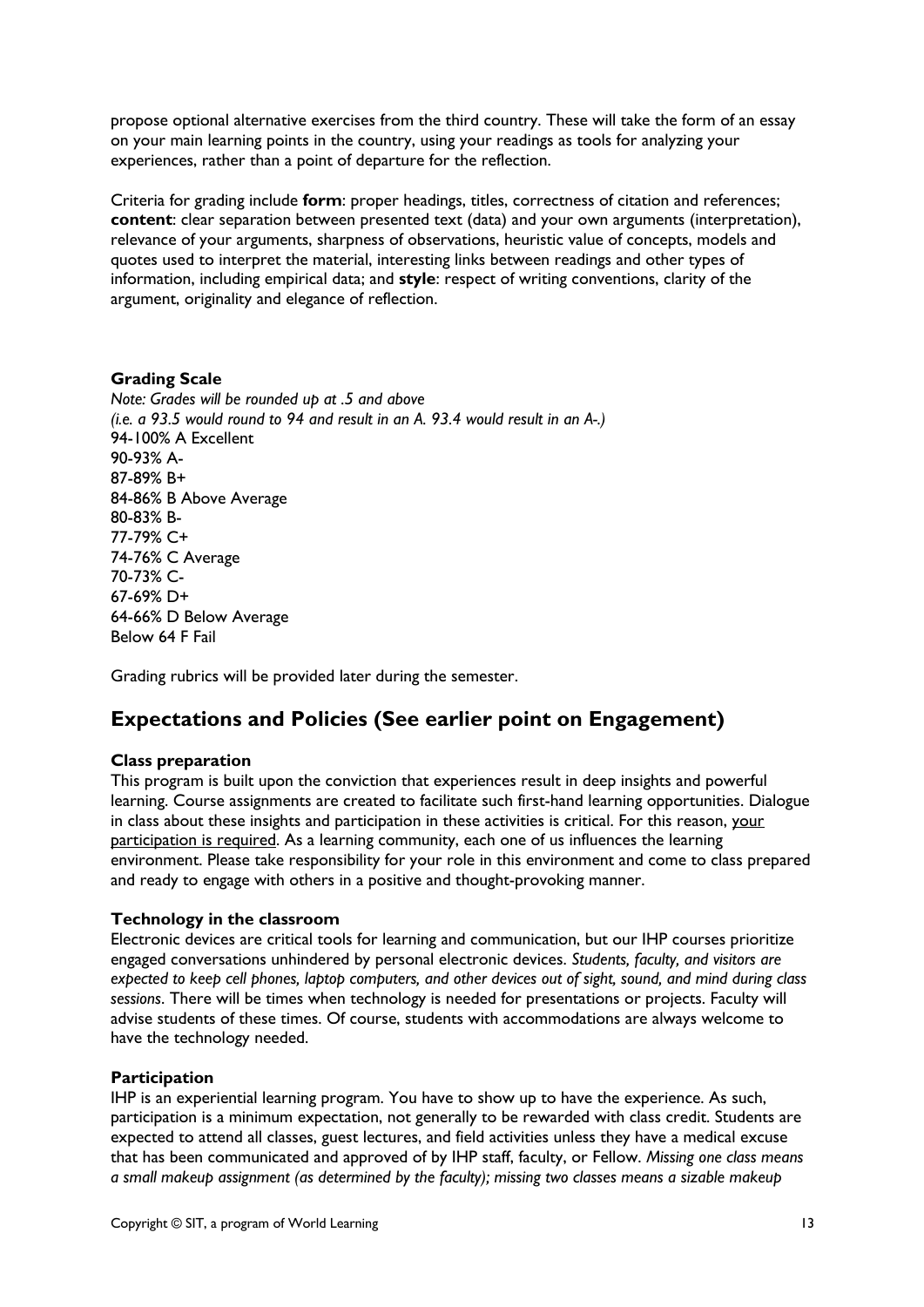propose optional alternative exercises from the third country. These will take the form of an essay on your main learning points in the country, using your readings as tools for analyzing your experiences, rather than a point of departure for the reflection.

Criteria for grading include **form**: proper headings, titles, correctness of citation and references; **content**: clear separation between presented text (data) and your own arguments (interpretation), relevance of your arguments, sharpness of observations, heuristic value of concepts, models and quotes used to interpret the material, interesting links between readings and other types of information, including empirical data; and **style**: respect of writing conventions, clarity of the argument, originality and elegance of reflection.

### Grading Scale

*Note: Grades will be rounded up at .5 and above*
*(i.e. a 93.5 would round to 94 and result in an A. 93.4 would result in an A-.)*

94-100% A Excellent
90-93% A-
87-89% B+
84-86% B Above Average
80-83% B-
77-79% C+
74-76% C Average
70-73% C-
67-69% D+
64-66% D Below Average
Below 64 F Fail

Grading rubrics will be provided later during the semester.

## Expectations and Policies (See earlier point on Engagement)

### Class preparation

This program is built upon the conviction that experiences result in deep insights and powerful learning. Course assignments are created to facilitate such first-hand learning opportunities. Dialogue in class about these insights and participation in these activities is critical. For this reason, <u>your participation is required</u>. As a learning community, each one of us influences the learning environment. Please take responsibility for your role in this environment and come to class prepared and ready to engage with others in a positive and thought-provoking manner.

### Technology in the classroom

Electronic devices are critical tools for learning and communication, but our IHP courses prioritize engaged conversations unhindered by personal electronic devices. *Students, faculty, and visitors are expected to keep cell phones, laptop computers, and other devices out of sight, sound, and mind during class sessions*. There will be times when technology is needed for presentations or projects. Faculty will advise students of these times. Of course, students with accommodations are always welcome to have the technology needed.

### Participation

IHP is an experiential learning program. You have to show up to have the experience. As such, participation is a minimum expectation, not generally to be rewarded with class credit. Students are expected to attend all classes, guest lectures, and field activities unless they have a medical excuse that has been communicated and approved of by IHP staff, faculty, or Fellow. *Missing one class means a small makeup assignment (as determined by the faculty); missing two classes means a sizable makeup*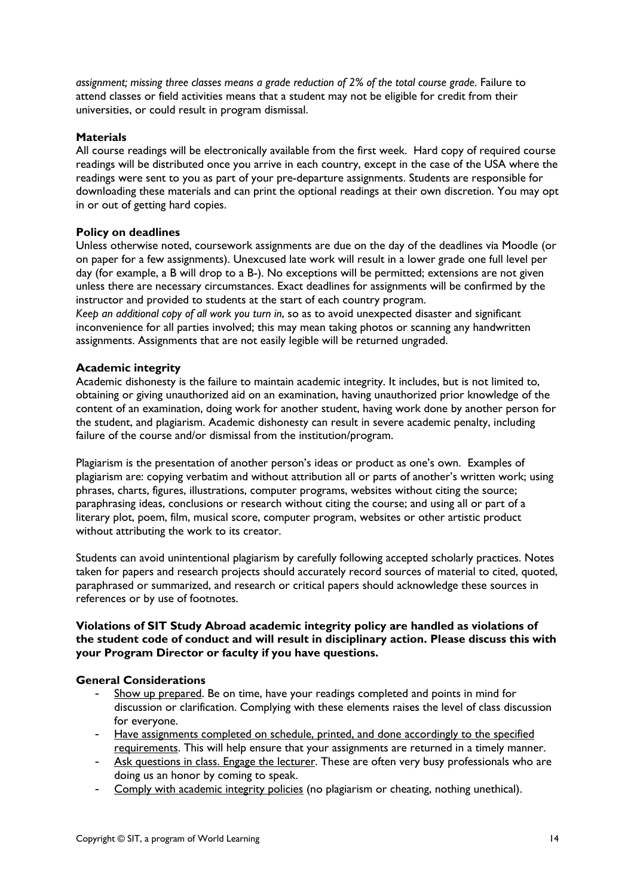*assignment; missing three classes means a grade reduction of 2% of the total course grade.* Failure to attend classes or field activities means that a student may not be eligible for credit from their universities, or could result in program dismissal.

**Materials**

All course readings will be electronically available from the first week. Hard copy of required course readings will be distributed once you arrive in each country, except in the case of the USA where the readings were sent to you as part of your pre-departure assignments. Students are responsible for downloading these materials and can print the optional readings at their own discretion. You may opt in or out of getting hard copies.

**Policy on deadlines**

Unless otherwise noted, coursework assignments are due on the day of the deadlines via Moodle (or on paper for a few assignments). Unexcused late work will result in a lower grade one full level per day (for example, a B will drop to a B-). No exceptions will be permitted; extensions are not given unless there are necessary circumstances. Exact deadlines for assignments will be confirmed by the instructor and provided to students at the start of each country program.

*Keep an additional copy of all work you turn in*, so as to avoid unexpected disaster and significant inconvenience for all parties involved; this may mean taking photos or scanning any handwritten assignments. Assignments that are not easily legible will be returned ungraded.

**Academic integrity**

Academic dishonesty is the failure to maintain academic integrity. It includes, but is not limited to, obtaining or giving unauthorized aid on an examination, having unauthorized prior knowledge of the content of an examination, doing work for another student, having work done by another person for the student, and plagiarism. Academic dishonesty can result in severe academic penalty, including failure of the course and/or dismissal from the institution/program.

Plagiarism is the presentation of another person's ideas or product as one's own. Examples of plagiarism are: copying verbatim and without attribution all or parts of another's written work; using phrases, charts, figures, illustrations, computer programs, websites without citing the source; paraphrasing ideas, conclusions or research without citing the course; and using all or part of a literary plot, poem, film, musical score, computer program, websites or other artistic product without attributing the work to its creator.

Students can avoid unintentional plagiarism by carefully following accepted scholarly practices. Notes taken for papers and research projects should accurately record sources of material to cited, quoted, paraphrased or summarized, and research or critical papers should acknowledge these sources in references or by use of footnotes.

**Violations of SIT Study Abroad academic integrity policy are handled as violations of the student code of conduct and will result in disciplinary action. Please discuss this with your Program Director or faculty if you have questions.**

**General Considerations**

- Show up prepared. Be on time, have your readings completed and points in mind for discussion or clarification. Complying with these elements raises the level of class discussion for everyone.
- Have assignments completed on schedule, printed, and done accordingly to the specified requirements. This will help ensure that your assignments are returned in a timely manner.
- Ask questions in class. Engage the lecturer. These are often very busy professionals who are doing us an honor by coming to speak.
- Comply with academic integrity policies (no plagiarism or cheating, nothing unethical).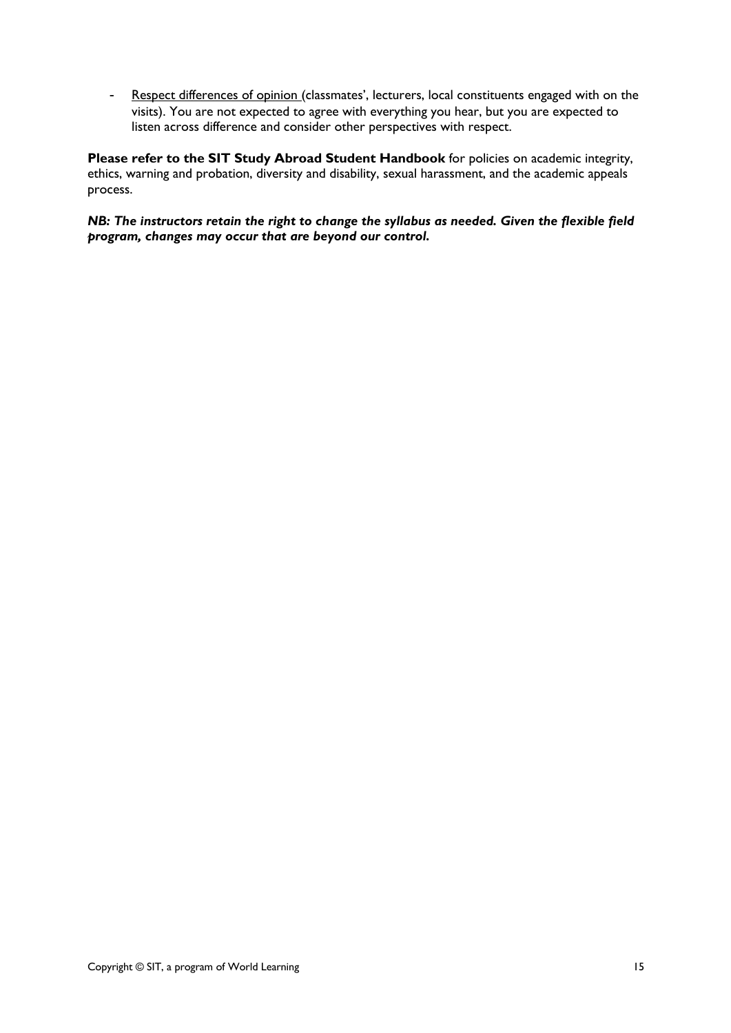- Respect differences of opinion (classmates', lecturers, local constituents engaged with on the visits). You are not expected to agree with everything you hear, but you are expected to listen across difference and consider other perspectives with respect.

**Please refer to the SIT Study Abroad Student Handbook** for policies on academic integrity, ethics, warning and probation, diversity and disability, sexual harassment, and the academic appeals process.

***NB: The instructors retain the right to change the syllabus as needed. Given the flexible field program, changes may occur that are beyond our control.***